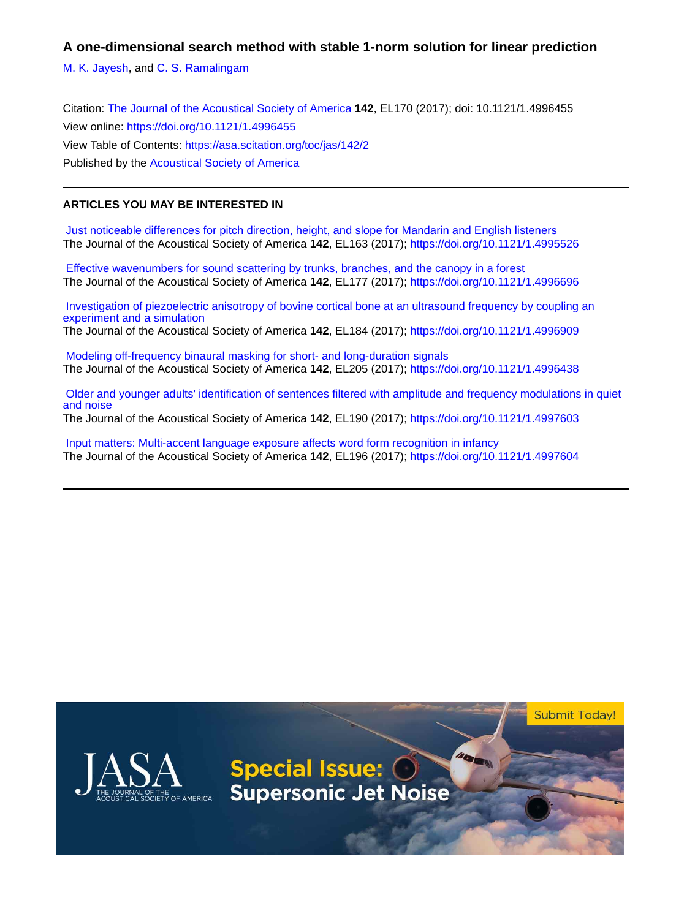# A one-dimensional search method with stable 1-norm solution for linear prediction

M. K. Jayesh, and C. S. Ramalingam

Citation: The Journal of the Acoustical Society of America **142**, EL170 (2017); doi: 10.1121/1.4996455
View online: https://doi.org/10.1121/1.4996455
View Table of Contents: https://asa.scitation.org/toc/jas/142/2
Published by the Acoustical Society of America

---

**ARTICLES YOU MAY BE INTERESTED IN**

Just noticeable differences for pitch direction, height, and slope for Mandarin and English listeners
The Journal of the Acoustical Society of America **142**, EL163 (2017); https://doi.org/10.1121/1.4995526

Effective wavenumbers for sound scattering by trunks, branches, and the canopy in a forest
The Journal of the Acoustical Society of America **142**, EL177 (2017); https://doi.org/10.1121/1.4996696

Investigation of piezoelectric anisotropy of bovine cortical bone at an ultrasound frequency by coupling an experiment and a simulation
The Journal of the Acoustical Society of America **142**, EL184 (2017); https://doi.org/10.1121/1.4996909

Modeling off-frequency binaural masking for short- and long-duration signals
The Journal of the Acoustical Society of America **142**, EL205 (2017); https://doi.org/10.1121/1.4996438

Older and younger adults' identification of sentences filtered with amplitude and frequency modulations in quiet and noise
The Journal of the Acoustical Society of America **142**, EL190 (2017); https://doi.org/10.1121/1.4997603

Input matters: Multi-accent language exposure affects word form recognition in infancy
The Journal of the Acoustical Society of America **142**, EL196 (2017); https://doi.org/10.1121/1.4997604

---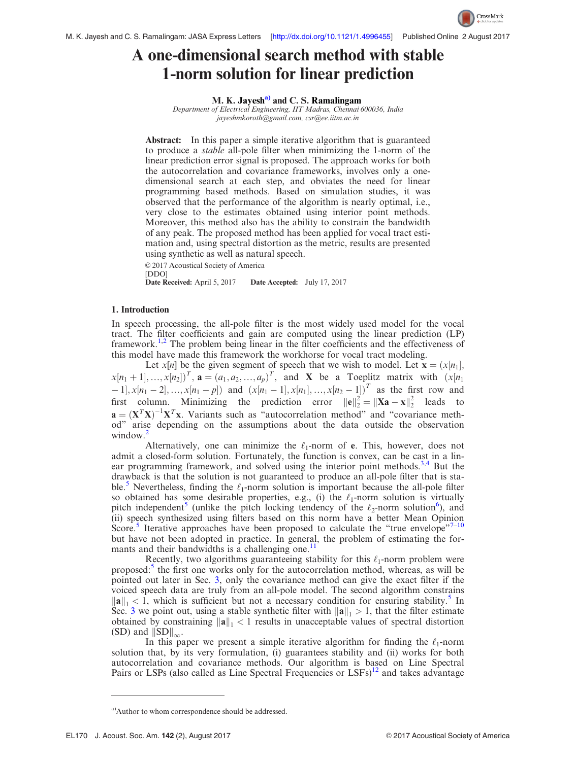# A one-dimensional search method with stable 1-norm solution for linear prediction

**M. K. Jayesh[a)] and C. S. Ramalingam**

*Department of Electrical Engineering, IIT Madras, Chennai 600036, India*
*jayeshmkoroth@gmail.com, csr@ee.iitm.ac.in*

**Abstract:** In this paper a simple iterative algorithm that is guaranteed to produce a *stable* all-pole filter when minimizing the 1-norm of the linear prediction error signal is proposed. The approach works for both the autocorrelation and covariance frameworks, involves only a one-dimensional search at each step, and obviates the need for linear programming based methods. Based on simulation studies, it was observed that the performance of the algorithm is nearly optimal, i.e., very close to the estimates obtained using interior point methods. Moreover, this method also has the ability to constrain the bandwidth of any peak. The proposed method has been applied for vocal tract estimation and, using spectral distortion as the metric, results are presented using synthetic as well as natural speech.

© 2017 Acoustical Society of America
[DDO]
**Date Received:** April 5, 2017 **Date Accepted:** July 17, 2017

## 1. Introduction

In speech processing, the all-pole filter is the most widely used model for the vocal tract. The filter coefficients and gain are computed using the linear prediction (LP) framework.[1,2] The problem being linear in the filter coefficients and the effectiveness of this model have made this framework the workhorse for vocal tract modeling.

Let $x[n]$ be the given segment of speech that we wish to model. Let $\mathbf{x} = (x[n_1], x[n_1+1], \ldots, x[n_2])^T$, $\mathbf{a} = (a_1, a_2, \ldots, a_p)^T$, and $\mathbf{X}$ be a Toeplitz matrix with $(x[n_1-1], x[n_1-2], \ldots, x[n_1-p])$ and $(x[n_1-1], x[n_1], \ldots, x[n_2-1])^T$ as the first row and first column. Minimizing the prediction error $\|\mathbf{e}\|_2^2 = \|\mathbf{X}\mathbf{a} - \mathbf{x}\|_2^2$ leads to $\mathbf{a} = (\mathbf{X}^T\mathbf{X})^{-1}\mathbf{X}^T\mathbf{x}$. Variants such as "autocorrelation method" and "covariance method" arise depending on the assumptions about the data outside the observation window.[2]

Alternatively, one can minimize the $\ell_1$-norm of $\mathbf{e}$. This, however, does not admit a closed-form solution. Fortunately, the function is convex, can be cast in a linear programming framework, and solved using the interior point methods.[3,4] But the drawback is that the solution is not guaranteed to produce an all-pole filter that is stable.[5] Nevertheless, finding the $\ell_1$-norm solution is important because the all-pole filter so obtained has some desirable properties, e.g., (i) the $\ell_1$-norm solution is virtually pitch independent[5] (unlike the pitch locking tendency of the $\ell_2$-norm solution[6]), and (ii) speech synthesized using filters based on this norm have a better Mean Opinion Score.[5] Iterative approaches have been proposed to calculate the "true envelope"[7–10] but have not been adopted in practice. In general, the problem of estimating the formants and their bandwidths is a challenging one.[11]

Recently, two algorithms guaranteeing stability for this $\ell_1$-norm problem were proposed:[5] the first one works only for the autocorrelation method, whereas, as will be pointed out later in Sec. 3, only the covariance method can give the exact filter if the voiced speech data are truly from an all-pole model. The second algorithm constrains $\|\mathbf{a}\|_1 < 1$, which is sufficient but not a necessary condition for ensuring stability.[5] In Sec. 3 we point out, using a stable synthetic filter with $\|\mathbf{a}\|_1 > 1$, that the filter estimate obtained by constraining $\|\mathbf{a}\|_1 < 1$ results in unacceptable values of spectral distortion (SD) and $\|\text{SD}\|_\infty$.

In this paper we present a simple iterative algorithm for finding the $\ell_1$-norm solution that, by its very formulation, (i) guarantees stability and (ii) works for both autocorrelation and covariance methods. Our algorithm is based on Line Spectral Pairs or LSPs (also called as Line Spectral Frequencies or LSFs)[12] and takes advantage

[a)]Author to whom correspondence should be addressed.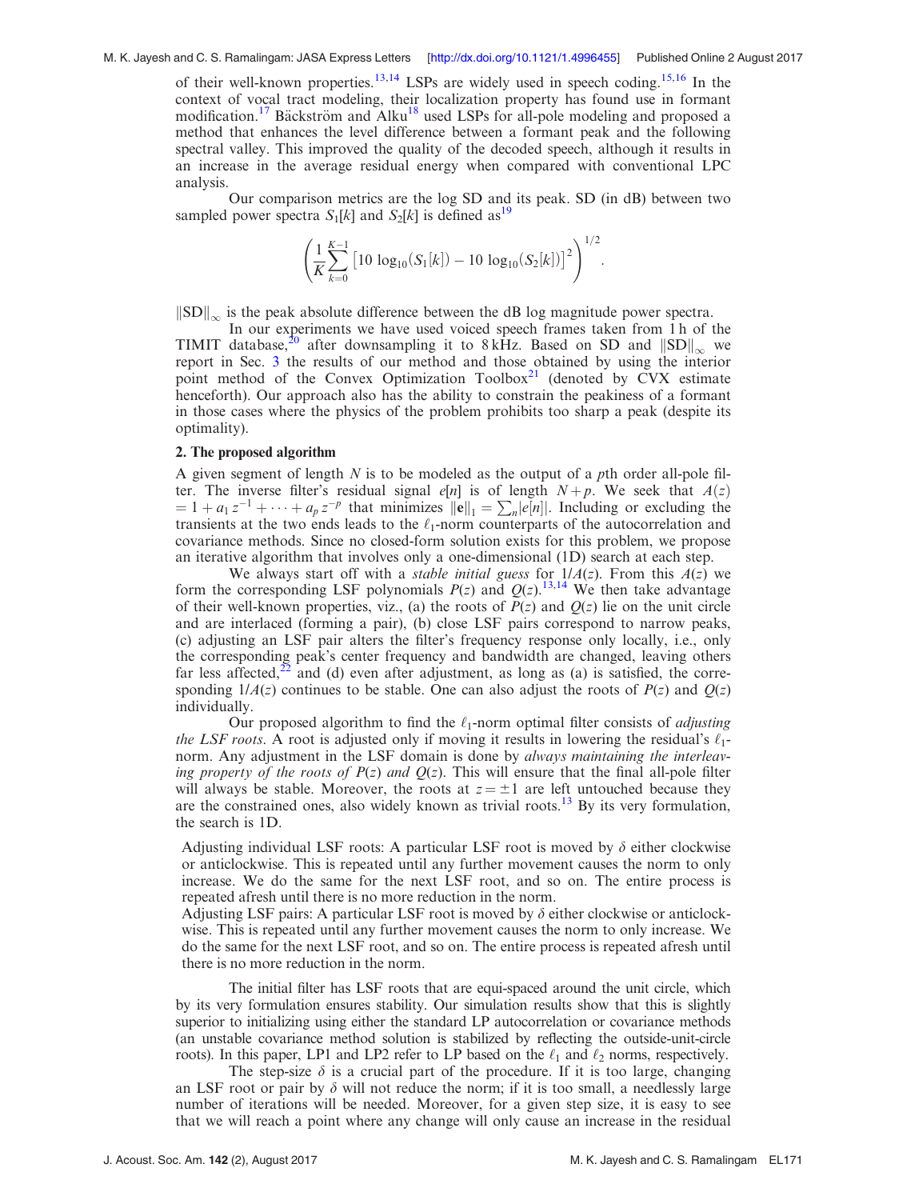of their well-known properties.[13,14] LSPs are widely used in speech coding.[15,16] In the context of vocal tract modeling, their localization property has found use in formant modification.[17] Bäckström and Alku[18] used LSPs for all-pole modeling and proposed a method that enhances the level difference between a formant peak and the following spectral valley. This improved the quality of the decoded speech, although it results in an increase in the average residual energy when compared with conventional LPC analysis.

Our comparison metrics are the log SD and its peak. SD (in dB) between two sampled power spectra $S_1[k]$ and $S_2[k]$ is defined as[19]

$$\left(\frac{1}{K}\sum_{k=0}^{K-1}\left[10\ \log_{10}(S_1[k]) - 10\ \log_{10}(S_2[k])\right]^2\right)^{1/2}.$$

$\|\mathrm{SD}\|_\infty$ is the peak absolute difference between the dB log magnitude power spectra.

In our experiments we have used voiced speech frames taken from 1 h of the TIMIT database,[20] after downsampling it to 8 kHz. Based on SD and $\|\mathrm{SD}\|_\infty$ we report in Sec. 3 the results of our method and those obtained by using the interior point method of the Convex Optimization Toolbox[21] (denoted by CVX estimate henceforth). Our approach also has the ability to constrain the peakiness of a formant in those cases where the physics of the problem prohibits too sharp a peak (despite its optimality).

## 2. The proposed algorithm

A given segment of length $N$ is to be modeled as the output of a $p$th order all-pole filter. The inverse filter's residual signal $e[n]$ is of length $N+p$. We seek that $A(z) = 1 + a_1 z^{-1} + \cdots + a_p z^{-p}$ that minimizes $\|\mathbf{e}\|_1 = \sum_n |e[n]|$. Including or excluding the transients at the two ends leads to the $\ell_1$-norm counterparts of the autocorrelation and covariance methods. Since no closed-form solution exists for this problem, we propose an iterative algorithm that involves only a one-dimensional (1D) search at each step.

We always start off with a *stable initial guess* for $1/A(z)$. From this $A(z)$ we form the corresponding LSF polynomials $P(z)$ and $Q(z)$.[13,14] We then take advantage of their well-known properties, viz., (a) the roots of $P(z)$ and $Q(z)$ lie on the unit circle and are interlaced (forming a pair), (b) close LSF pairs correspond to narrow peaks, (c) adjusting an LSF pair alters the filter's frequency response only locally, i.e., only the corresponding peak's center frequency and bandwidth are changed, leaving others far less affected,[22] and (d) even after adjustment, as long as (a) is satisfied, the corresponding $1/A(z)$ continues to be stable. One can also adjust the roots of $P(z)$ and $Q(z)$ individually.

Our proposed algorithm to find the $\ell_1$-norm optimal filter consists of *adjusting the LSF roots*. A root is adjusted only if moving it results in lowering the residual's $\ell_1$-norm. Any adjustment in the LSF domain is done by *always maintaining the interleaving property of the roots of $P(z)$ and $Q(z)$*. This will ensure that the final all-pole filter will always be stable. Moreover, the roots at $z = \pm 1$ are left untouched because they are the constrained ones, also widely known as trivial roots.[13] By its very formulation, the search is 1D.

Adjusting individual LSF roots: A particular LSF root is moved by $\delta$ either clockwise or anticlockwise. This is repeated until any further movement causes the norm to only increase. We do the same for the next LSF root, and so on. The entire process is repeated afresh until there is no more reduction in the norm.

Adjusting LSF pairs: A particular LSF root is moved by $\delta$ either clockwise or anticlockwise. This is repeated until any further movement causes the norm to only increase. We do the same for the next LSF root, and so on. The entire process is repeated afresh until there is no more reduction in the norm.

The initial filter has LSF roots that are equi-spaced around the unit circle, which by its very formulation ensures stability. Our simulation results show that this is slightly superior to initializing using either the standard LP autocorrelation or covariance methods (an unstable covariance method solution is stabilized by reflecting the outside-unit-circle roots). In this paper, LP1 and LP2 refer to LP based on the $\ell_1$ and $\ell_2$ norms, respectively.

The step-size $\delta$ is a crucial part of the procedure. If it is too large, changing an LSF root or pair by $\delta$ will not reduce the norm; if it is too small, a needlessly large number of iterations will be needed. Moreover, for a given step size, it is easy to see that we will reach a point where any change will only cause an increase in the residual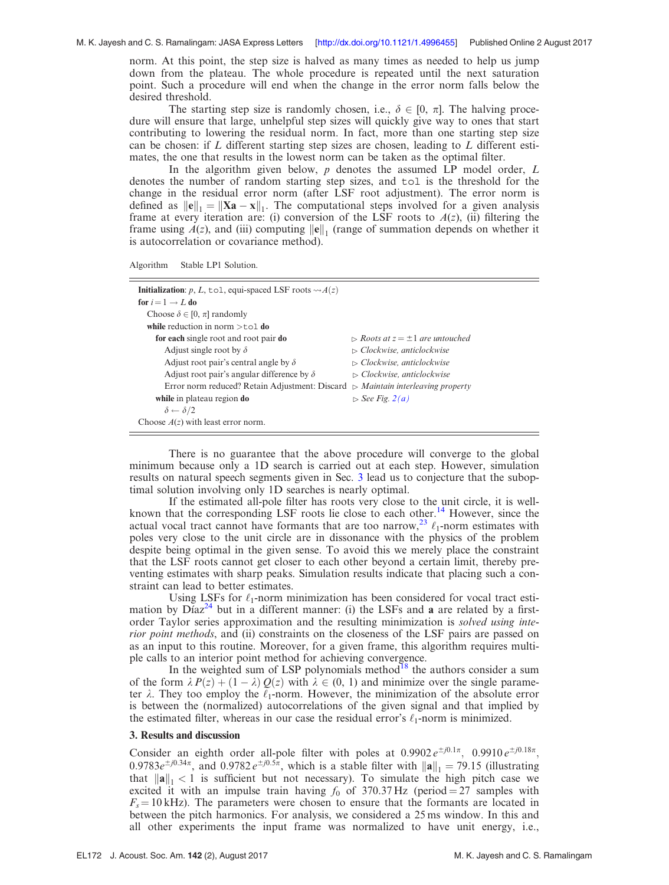norm. At this point, the step size is halved as many times as needed to help us jump down from the plateau. The whole procedure is repeated until the next saturation point. Such a procedure will end when the change in the error norm falls below the desired threshold.

The starting step size is randomly chosen, i.e., $\delta \in [0, \pi]$. The halving procedure will ensure that large, unhelpful step sizes will quickly give way to ones that start contributing to lowering the residual norm. In fact, more than one starting step size can be chosen: if $L$ different starting step sizes are chosen, leading to $L$ different estimates, the one that results in the lowest norm can be taken as the optimal filter.

In the algorithm given below, $p$ denotes the assumed LP model order, $L$ denotes the number of random starting step sizes, and `tol` is the threshold for the change in the residual error norm (after LSF root adjustment). The error norm is defined as $\|\mathbf{e}\|_1 = \|\mathbf{X}\mathbf{a} - \mathbf{x}\|_1$. The computational steps involved for a given analysis frame at every iteration are: (i) conversion of the LSF roots to $A(z)$, (ii) filtering the frame using $A(z)$, and (iii) computing $\|\mathbf{e}\|_1$ (range of summation depends on whether it is autocorrelation or covariance method).

Algorithm Stable LP1 Solution.

```
Initialization: p, L, tol, equi-spaced LSF roots ⇝ A(z)
for i = 1 → L do
    Choose δ ∈ [0, π] randomly
    while reduction in norm > tol do
        for each single root and root pair do                ▷ Roots at z = ±1 are untouched
            Adjust single root by δ                          ▷ Clockwise, anticlockwise
            Adjust root pair's central angle by δ            ▷ Clockwise, anticlockwise
            Adjust root pair's angular difference by δ       ▷ Clockwise, anticlockwise
            Error norm reduced? Retain Adjustment: Discard   ▷ Maintain interleaving property
        while in plateau region do                           ▷ See Fig. 2(a)
            δ ← δ/2
Choose A(z) with least error norm.
```

There is no guarantee that the above procedure will converge to the global minimum because only a 1D search is carried out at each step. However, simulation results on natural speech segments given in Sec. 3 lead us to conjecture that the suboptimal solution involving only 1D searches is nearly optimal.

If the estimated all-pole filter has roots very close to the unit circle, it is well-known that the corresponding LSF roots lie close to each other.[14] However, since the actual vocal tract cannot have formants that are too narrow,[23] $\ell_1$-norm estimates with poles very close to the unit circle are in dissonance with the physics of the problem despite being optimal in the given sense. To avoid this we merely place the constraint that the LSF roots cannot get closer to each other beyond a certain limit, thereby preventing estimates with sharp peaks. Simulation results indicate that placing such a constraint can lead to better estimates.

Using LSFs for $\ell_1$-norm minimization has been considered for vocal tract estimation by Díaz[24] but in a different manner: (i) the LSFs and $\mathbf{a}$ are related by a first-order Taylor series approximation and the resulting minimization is *solved using interior point methods*, and (ii) constraints on the closeness of the LSF pairs are passed on as an input to this routine. Moreover, for a given frame, this algorithm requires multiple calls to an interior point method for achieving convergence.

In the weighted sum of LSP polynomials method[18] the authors consider a sum of the form $\lambda P(z) + (1 - \lambda) Q(z)$ with $\lambda \in (0, 1)$ and minimize over the single parameter $\lambda$. They too employ the $\ell_1$-norm. However, the minimization of the absolute error is between the (normalized) autocorrelations of the given signal and that implied by the estimated filter, whereas in our case the residual error's $\ell_1$-norm is minimized.

## 3. Results and discussion

Consider an eighth order all-pole filter with poles at $0.9902\, e^{\pm j0.1\pi}$, $0.9910\, e^{\pm j0.18\pi}$, $0.9783 e^{\pm j0.34\pi}$, and $0.9782\, e^{\pm j0.5\pi}$, which is a stable filter with $\|\mathbf{a}\|_1 = 79.15$ (illustrating that $\|\mathbf{a}\|_1 < 1$ is sufficient but not necessary). To simulate the high pitch case we excited it with an impulse train having $f_0$ of 370.37 Hz (period = 27 samples with $F_s = 10$ kHz). The parameters were chosen to ensure that the formants are located in between the pitch harmonics. For analysis, we considered a 25 ms window. In this and all other experiments the input frame was normalized to have unit energy, i.e.,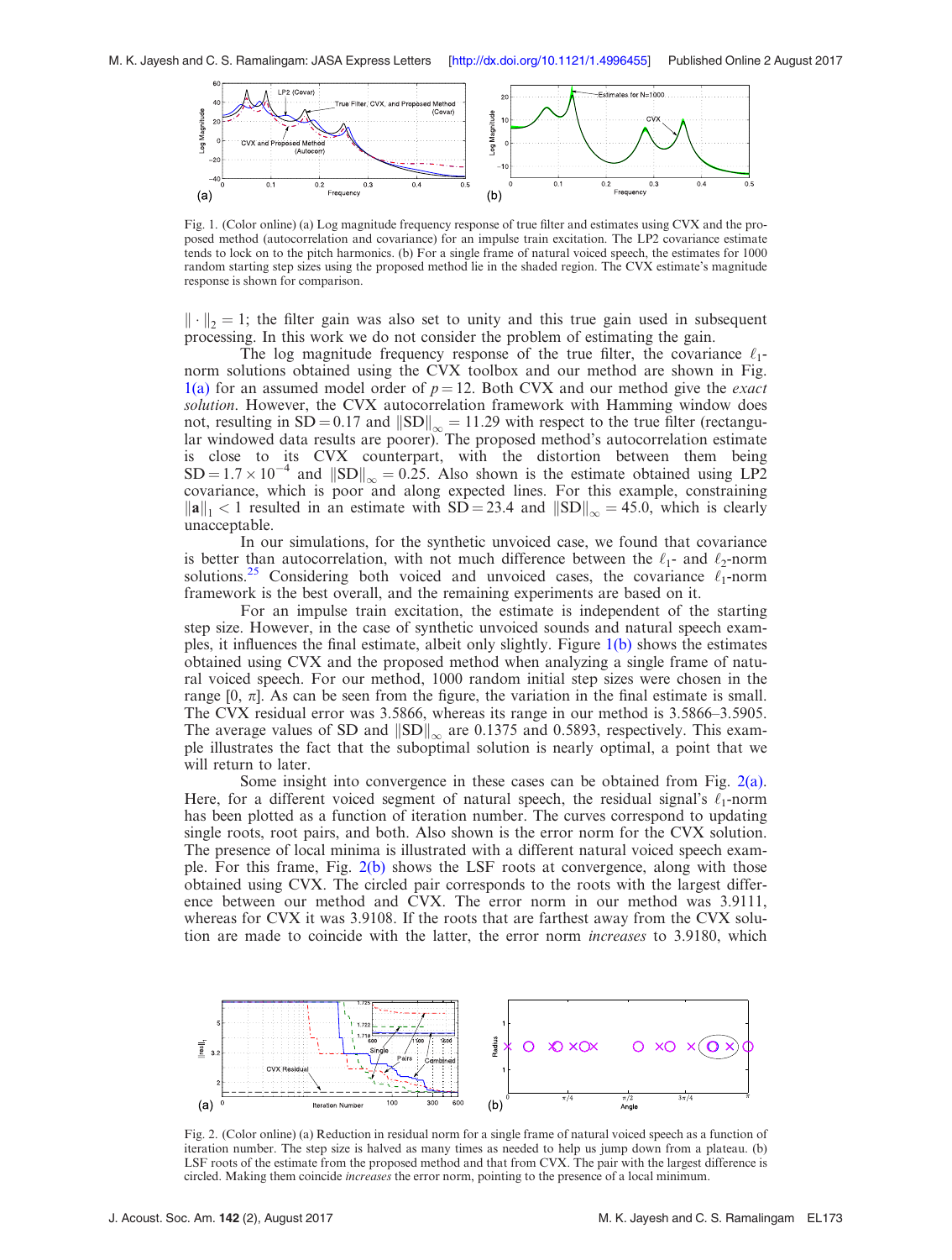Fig. 1. (Color online) (a) Log magnitude frequency response of true filter and estimates using CVX and the proposed method (autocorrelation and covariance) for an impulse train excitation. The LP2 covariance estimate tends to lock on to the pitch harmonics. (b) For a single frame of natural voiced speech, the estimates for 1000 random starting step sizes using the proposed method lie in the shaded region. The CVX estimate's magnitude response is shown for comparison.

$\|\cdot\|_2 = 1$; the filter gain was also set to unity and this true gain used in subsequent processing. In this work we do not consider the problem of estimating the gain.

The log magnitude frequency response of the true filter, the covariance $\ell_1$-norm solutions obtained using the CVX toolbox and our method are shown in Fig. 1(a) for an assumed model order of $p = 12$. Both CVX and our method give the *exact solution*. However, the CVX autocorrelation framework with Hamming window does not, resulting in $\mathrm{SD} = 0.17$ and $\|\mathrm{SD}\|_\infty = 11.29$ with respect to the true filter (rectangular windowed data results are poorer). The proposed method's autocorrelation estimate is close to its CVX counterpart, with the distortion between them being $\mathrm{SD} = 1.7 \times 10^{-4}$ and $\|\mathrm{SD}\|_\infty = 0.25$. Also shown is the estimate obtained using LP2 covariance, which is poor and along expected lines. For this example, constraining $\|\mathbf{a}\|_1 < 1$ resulted in an estimate with $\mathrm{SD} = 23.4$ and $\|\mathrm{SD}\|_\infty = 45.0$, which is clearly unacceptable.

In our simulations, for the synthetic unvoiced case, we found that covariance is better than autocorrelation, with not much difference between the $\ell_1$- and $\ell_2$-norm solutions.[25] Considering both voiced and unvoiced cases, the covariance $\ell_1$-norm framework is the best overall, and the remaining experiments are based on it.

For an impulse train excitation, the estimate is independent of the starting step size. However, in the case of synthetic unvoiced sounds and natural speech examples, it influences the final estimate, albeit only slightly. Figure 1(b) shows the estimates obtained using CVX and the proposed method when analyzing a single frame of natural voiced speech. For our method, 1000 random initial step sizes were chosen in the range $[0, \pi]$. As can be seen from the figure, the variation in the final estimate is small. The CVX residual error was 3.5866, whereas its range in our method is 3.5866–3.5905. The average values of SD and $\|\mathrm{SD}\|_\infty$ are 0.1375 and 0.5893, respectively. This example illustrates the fact that the suboptimal solution is nearly optimal, a point that we will return to later.

Some insight into convergence in these cases can be obtained from Fig. 2(a). Here, for a different voiced segment of natural speech, the residual signal's $\ell_1$-norm has been plotted as a function of iteration number. The curves correspond to updating single roots, root pairs, and both. Also shown is the error norm for the CVX solution. The presence of local minima is illustrated with a different natural voiced speech example. For this frame, Fig. 2(b) shows the LSF roots at convergence, along with those obtained using CVX. The circled pair corresponds to the roots with the largest difference between our method and CVX. The error norm in our method was 3.9111, whereas for CVX it was 3.9108. If the roots that are farthest away from the CVX solution are made to coincide with the latter, the error norm *increases* to 3.9180, which

Fig. 2. (Color online) (a) Reduction in residual norm for a single frame of natural voiced speech as a function of iteration number. The step size is halved as many times as needed to help us jump down from a plateau. (b) LSF roots of the estimate from the proposed method and that from CVX. The pair with the largest difference is circled. Making them coincide *increases* the error norm, pointing to the presence of a local minimum.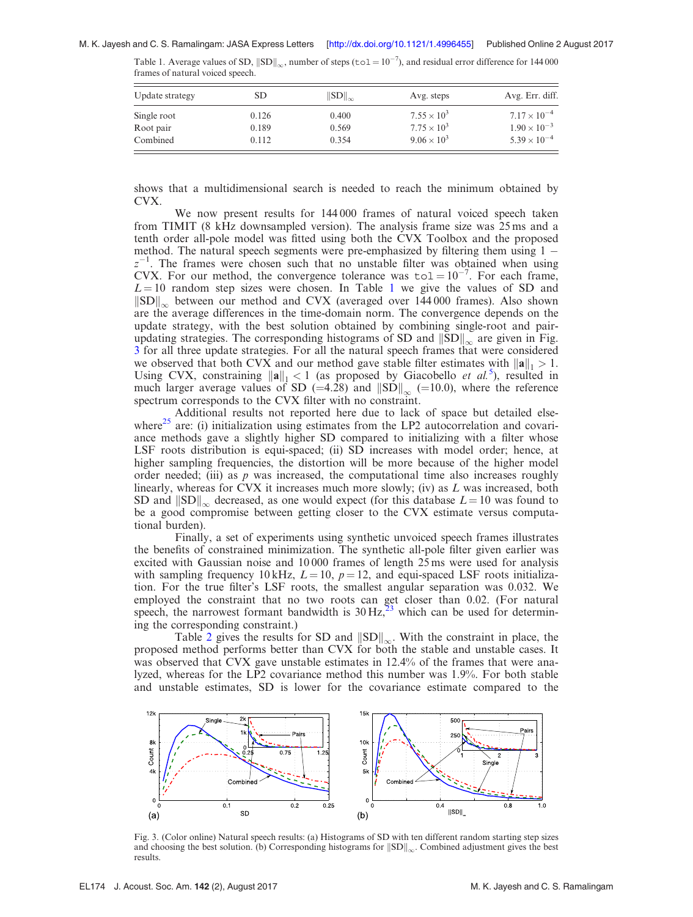Table 1. Average values of SD, $\|SD\|_\infty$, number of steps (`tol` $= 10^{-7}$), and residual error difference for 144 000 frames of natural voiced speech.

| Update strategy | SD | $\|SD\|_\infty$ | Avg. steps | Avg. Err. diff. |
|---|---|---|---|---|
| Single root | 0.126 | 0.400 | $7.55 \times 10^3$ | $7.17 \times 10^{-4}$ |
| Root pair | 0.189 | 0.569 | $7.75 \times 10^3$ | $1.90 \times 10^{-3}$ |
| Combined | 0.112 | 0.354 | $9.06 \times 10^3$ | $5.39 \times 10^{-4}$ |

shows that a multidimensional search is needed to reach the minimum obtained by CVX.

We now present results for 144 000 frames of natural voiced speech taken from TIMIT (8 kHz downsampled version). The analysis frame size was 25 ms and a tenth order all-pole model was fitted using both the CVX Toolbox and the proposed method. The natural speech segments were pre-emphasized by filtering them using $1 - z^{-1}$. The frames were chosen such that no unstable filter was obtained when using CVX. For our method, the convergence tolerance was `tol` $= 10^{-7}$. For each frame, $L = 10$ random step sizes were chosen. In Table 1 we give the values of SD and $\|SD\|_\infty$ between our method and CVX (averaged over 144 000 frames). Also shown are the average differences in the time-domain norm. The convergence depends on the update strategy, with the best solution obtained by combining single-root and pair-updating strategies. The corresponding histograms of SD and $\|SD\|_\infty$ are given in Fig. 3 for all three update strategies. For all the natural speech frames that were considered we observed that both CVX and our method gave stable filter estimates with $\|\mathbf{a}\|_1 > 1$. Using CVX, constraining $\|\mathbf{a}\|_1 < 1$ (as proposed by Giacobello *et al.*[5]), resulted in much larger average values of SD (=4.28) and $\|SD\|_\infty$ (=10.0), where the reference spectrum corresponds to the CVX filter with no constraint.

Additional results not reported here due to lack of space but detailed elsewhere[25] are: (i) initialization using estimates from the LP2 autocorrelation and covariance methods gave a slightly higher SD compared to initializing with a filter whose LSF roots distribution is equi-spaced; (ii) SD increases with model order; hence, at higher sampling frequencies, the distortion will be more because of the higher model order needed; (iii) as $p$ was increased, the computational time also increases roughly linearly, whereas for CVX it increases much more slowly; (iv) as $L$ was increased, both SD and $\|SD\|_\infty$ decreased, as one would expect (for this database $L = 10$ was found to be a good compromise between getting closer to the CVX estimate versus computational burden).

Finally, a set of experiments using synthetic unvoiced speech frames illustrates the benefits of constrained minimization. The synthetic all-pole filter given earlier was excited with Gaussian noise and 10 000 frames of length 25 ms were used for analysis with sampling frequency 10 kHz, $L = 10$, $p = 12$, and equi-spaced LSF roots initialization. For the true filter's LSF roots, the smallest angular separation was 0.032. We employed the constraint that no two roots can get closer than 0.02. (For natural speech, the narrowest formant bandwidth is 30 Hz,[23] which can be used for determining the corresponding constraint.)

Table 2 gives the results for SD and $\|SD\|_\infty$. With the constraint in place, the proposed method performs better than CVX for both the stable and unstable cases. It was observed that CVX gave unstable estimates in 12.4% of the frames that were analyzed, whereas for the LP2 covariance method this number was 1.9%. For both stable and unstable estimates, SD is lower for the covariance estimate compared to the

Fig. 3. (Color online) Natural speech results: (a) Histograms of SD with ten different random starting step sizes and choosing the best solution. (b) Corresponding histograms for $\|SD\|_\infty$. Combined adjustment gives the best results.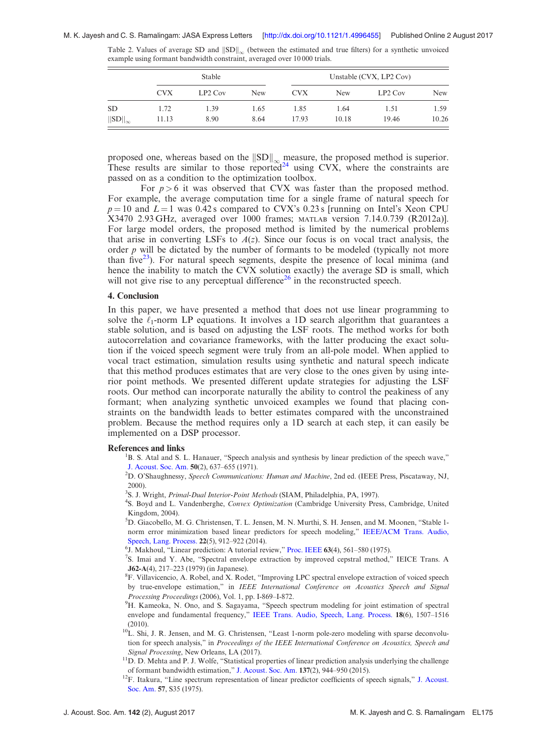Table 2. Values of average SD and $\|\text{SD}\|_\infty$ (between the estimated and true filters) for a synthetic unvoiced example using formant bandwidth constraint, averaged over 10 000 trials.

| | Stable | | | Unstable (CVX, LP2 Cov) | | | |
|---|---|---|---|---|---|---|---|
| | CVX | LP2 Cov | New | CVX | New | LP2 Cov | New |
| SD | 1.72 | 1.39 | 1.65 | 1.85 | 1.64 | 1.51 | 1.59 |
| $\|\text{SD}\|_\infty$ | 11.13 | 8.90 | 8.64 | 17.93 | 10.18 | 19.46 | 10.26 |

proposed one, whereas based on the $\|\text{SD}\|_\infty$ measure, the proposed method is superior. These results are similar to those reported[24] using CVX, where the constraints are passed on as a condition to the optimization toolbox.

For $p > 6$ it was observed that CVX was faster than the proposed method. For example, the average computation time for a single frame of natural speech for $p = 10$ and $L = 1$ was 0.42 s compared to CVX's 0.23 s [running on Intel's Xeon CPU X3470 2.93 GHz, averaged over 1000 frames; MATLAB version 7.14.0.739 (R2012a)]. For large model orders, the proposed method is limited by the numerical problems that arise in converting LSFs to $A(z)$. Since our focus is on vocal tract analysis, the order $p$ will be dictated by the number of formants to be modeled (typically not more than five[23]). For natural speech segments, despite the presence of local minima (and hence the inability to match the CVX solution exactly) the average SD is small, which will not give rise to any perceptual difference[26] in the reconstructed speech.

## 4. Conclusion

In this paper, we have presented a method that does not use linear programming to solve the $\ell_1$-norm LP equations. It involves a 1D search algorithm that guarantees a stable solution, and is based on adjusting the LSF roots. The method works for both autocorrelation and covariance frameworks, with the latter producing the exact solution if the voiced speech segment were truly from an all-pole model. When applied to vocal tract estimation, simulation results using synthetic and natural speech indicate that this method produces estimates that are very close to the ones given by using interior point methods. We presented different update strategies for adjusting the LSF roots. Our method can incorporate naturally the ability to control the peakiness of any formant; when analyzing synthetic unvoiced examples we found that placing constraints on the bandwidth leads to better estimates compared with the unconstrained problem. Because the method requires only a 1D search at each step, it can easily be implemented on a DSP processor.

## References and links

[1] B. S. Atal and S. L. Hanauer, "Speech analysis and synthesis by linear prediction of the speech wave," J. Acoust. Soc. Am. **50**(2), 637–655 (1971).

[2] D. O'Shaughnessy, *Speech Communications: Human and Machine*, 2nd ed. (IEEE Press, Piscataway, NJ, 2000).

[3] S. J. Wright, *Primal-Dual Interior-Point Methods* (SIAM, Philadelphia, PA, 1997).

[4] S. Boyd and L. Vandenberghe, *Convex Optimization* (Cambridge University Press, Cambridge, United Kingdom, 2004).

[5] D. Giacobello, M. G. Christensen, T. L. Jensen, M. N. Murthi, S. H. Jensen, and M. Moonen, "Stable 1-norm error minimization based linear predictors for speech modeling," IEEE/ACM Trans. Audio, Speech, Lang. Process. **22**(5), 912–922 (2014).

[6] J. Makhoul, "Linear prediction: A tutorial review," Proc. IEEE **63**(4), 561–580 (1975).

[7] S. Imai and Y. Abe, "Spectral envelope extraction by improved cepstral method," IEICE Trans. A **J62-A**(4), 217–223 (1979) (in Japanese).

[8] F. Villavicencio, A. Robel, and X. Rodet, "Improving LPC spectral envelope extraction of voiced speech by true-envelope estimation," in *IEEE International Conference on Acoustics Speech and Signal Processing Proceedings* (2006), Vol. 1, pp. I-869–I-872.

[9] H. Kameoka, N. Ono, and S. Sagayama, "Speech spectrum modeling for joint estimation of spectral envelope and fundamental frequency," IEEE Trans. Audio, Speech, Lang. Process. **18**(6), 1507–1516 (2010).

[10] L. Shi, J. R. Jensen, and M. G. Christensen, "Least 1-norm pole-zero modeling with sparse deconvolution for speech analysis," in *Proceedings of the IEEE International Conference on Acoustics, Speech and Signal Processing*, New Orleans, LA (2017).

[11] D. D. Mehta and P. J. Wolfe, "Statistical properties of linear prediction analysis underlying the challenge of formant bandwidth estimation," J. Acoust. Soc. Am. **137**(2), 944–950 (2015).

[12] F. Itakura, "Line spectrum representation of linear predictor coefficients of speech signals," J. Acoust. Soc. Am. **57**, S35 (1975).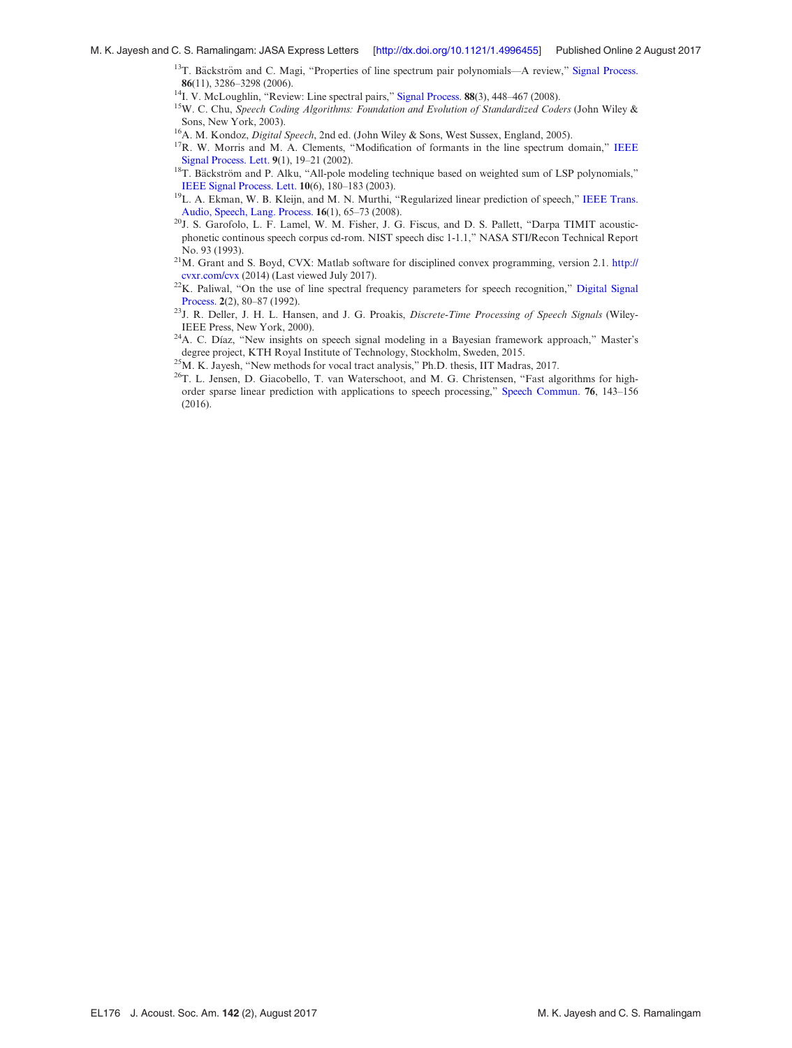[13] T. Bäckström and C. Magi, "Properties of line spectrum pair polynomials—A review," Signal Process. **86**(11), 3286–3298 (2006).

[14] I. V. McLoughlin, "Review: Line spectral pairs," Signal Process. **88**(3), 448–467 (2008).

[15] W. C. Chu, *Speech Coding Algorithms: Foundation and Evolution of Standardized Coders* (John Wiley & Sons, New York, 2003).

[16] A. M. Kondoz, *Digital Speech*, 2nd ed. (John Wiley & Sons, West Sussex, England, 2005).

[17] R. W. Morris and M. A. Clements, "Modification of formants in the line spectrum domain," IEEE Signal Process. Lett. **9**(1), 19–21 (2002).

[18] T. Bäckström and P. Alku, "All-pole modeling technique based on weighted sum of LSP polynomials," IEEE Signal Process. Lett. **10**(6), 180–183 (2003).

[19] L. A. Ekman, W. B. Kleijn, and M. N. Murthi, "Regularized linear prediction of speech," IEEE Trans. Audio, Speech, Lang. Process. **16**(1), 65–73 (2008).

[20] J. S. Garofolo, L. F. Lamel, W. M. Fisher, J. G. Fiscus, and D. S. Pallett, "Darpa TIMIT acoustic-phonetic continous speech corpus cd-rom. NIST speech disc 1-1.1," NASA STI/Recon Technical Report No. 93 (1993).

[21] M. Grant and S. Boyd, CVX: Matlab software for disciplined convex programming, version 2.1. http://cvxr.com/cvx (2014) (Last viewed July 2017).

[22] K. Paliwal, "On the use of line spectral frequency parameters for speech recognition," Digital Signal Process. **2**(2), 80–87 (1992).

[23] J. R. Deller, J. H. L. Hansen, and J. G. Proakis, *Discrete-Time Processing of Speech Signals* (Wiley-IEEE Press, New York, 2000).

[24] A. C. Díaz, "New insights on speech signal modeling in a Bayesian framework approach," Master's degree project, KTH Royal Institute of Technology, Stockholm, Sweden, 2015.

[25] M. K. Jayesh, "New methods for vocal tract analysis," Ph.D. thesis, IIT Madras, 2017.

[26] T. L. Jensen, D. Giacobello, T. van Waterschoot, and M. G. Christensen, "Fast algorithms for high-order sparse linear prediction with applications to speech processing," Speech Commun. **76**, 143–156 (2016).